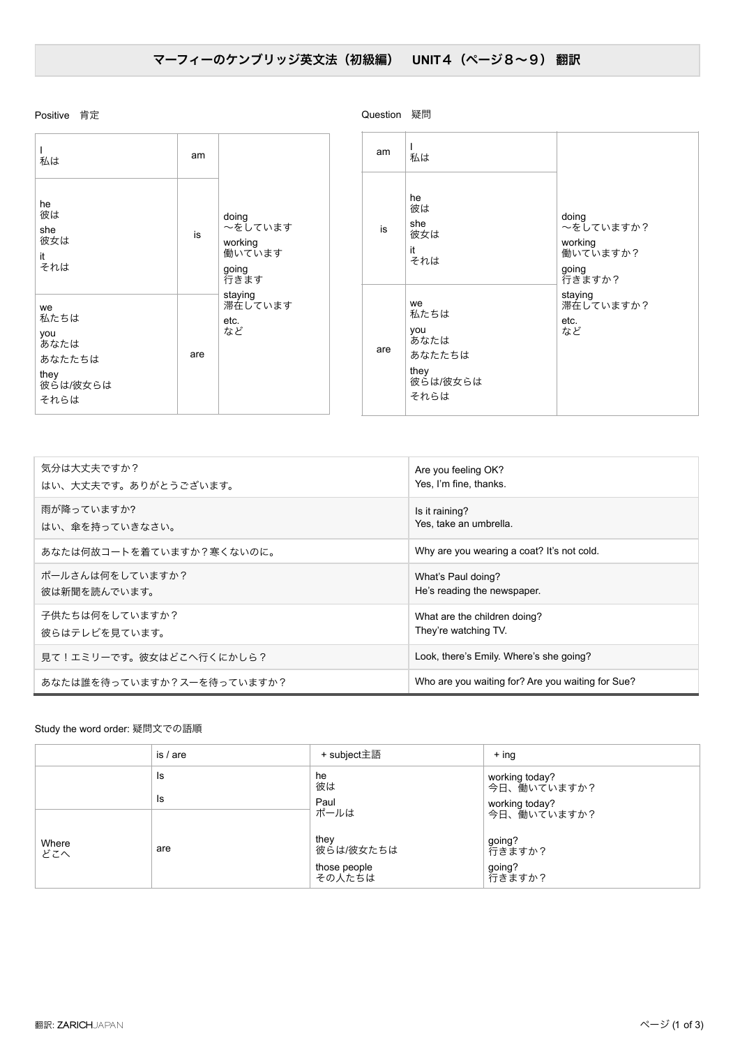# マーフィーのケンブリッジ英文法（初級編）　UNIT４（ページ８〜９） 翻訳

Positive　肯定

| | | |
|---|---|---|
| I<br>私は | am | doing<br>〜をしています<br>working<br>働いています<br>going<br>行きます<br>staying<br>滞在しています<br>etc.<br>など |
| he<br>彼は<br>she<br>彼女は<br>it<br>それは | is | |
| we<br>私たちは<br>you<br>あなたは<br>あなたたちは<br>they<br>彼らは/彼女らは<br>それらは | are | |

Question　疑問

| | | |
|---|---|---|
| am | I<br>私は | doing<br>〜をしていますか？<br>working<br>働いていますか？<br>going<br>行きますか？<br>staying<br>滞在していますか？<br>etc.<br>など |
| is | he<br>彼は<br>she<br>彼女は<br>it<br>それは | |
| are | we<br>私たちは<br>you<br>あなたは<br>あなたたちは<br>they<br>彼らは/彼女らは<br>それらは | |

| | |
|---|---|
| 気分は大丈夫ですか？<br>はい、大丈夫です。ありがとうございます。 | Are you feeling OK?<br>Yes, I'm fine, thanks. |
| 雨が降っていますか?<br>はい、傘を持っていきなさい。 | Is it raining?<br>Yes, take an umbrella. |
| あなたは何故コートを着ていますか？寒くないのに。 | Why are you wearing a coat? It's not cold. |
| ポールさんは何をしていますか？<br>彼は新聞を読んでいます。 | What's Paul doing?<br>He's reading the newspaper. |
| 子供たちは何をしていますか？<br>彼らはテレビを見ています。 | What are the children doing?<br>They're watching TV. |
| 見て！エミリーです。彼女はどこへ行くにかしら？ | Look, there's Emily. Where's she going? |
| あなたは誰を待っていますか？スーを待っていますか？ | Who are you waiting for? Are you waiting for Sue? |

Study the word order: 疑問文での語順

| | is / are | + subject主語 | + ing |
|---|---|---|---|
| | Is | he<br>彼は | working today?<br>今日、働いていますか？ |
| | Is | Paul<br>ポールは | working today?<br>今日、働いていますか？ |
| Where<br>どこへ | are | they<br>彼らは/彼女たちは | going?<br>行きますか？ |
| | | those people<br>その人たちは | going?<br>行きますか？ |

翻訳: ZARICHJAPAN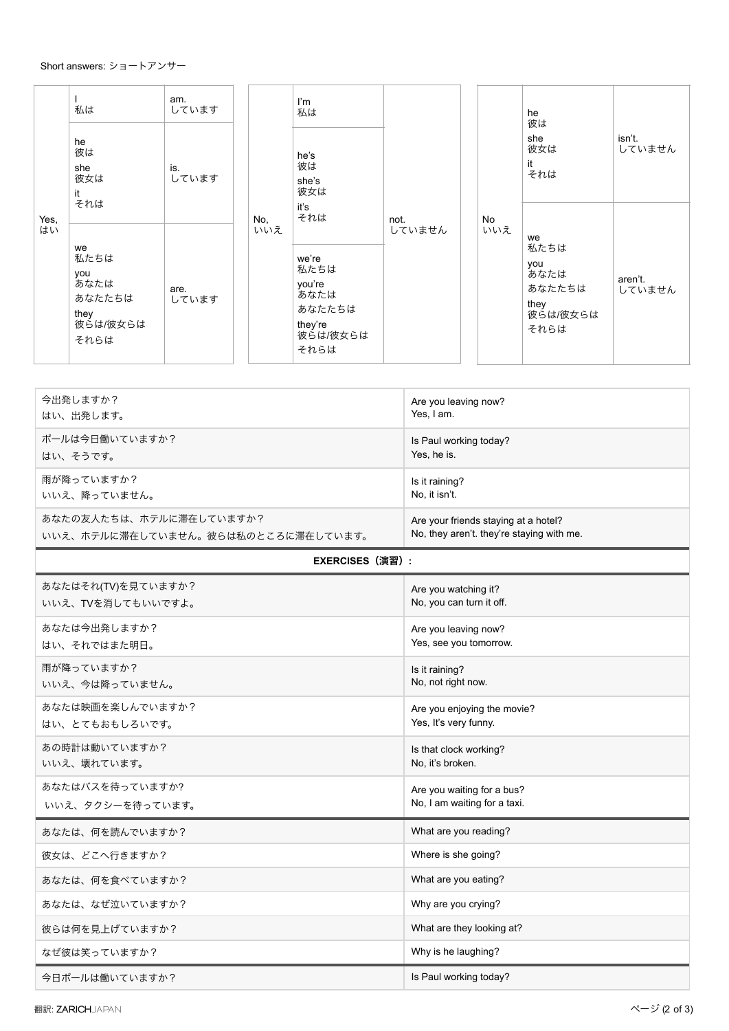Short answers: ショートアンサー

| | | |
|---|---|---|
| Yes, はい | I 私は | am. しています |
| | he 彼は she 彼女は it それは | is. しています |
| | we 私たちは you あなたは あなたたちは they 彼らは/彼女らは それらは | are. しています |

| | | |
|---|---|---|
| No, いいえ | I'm 私は | not. していません |
| | he's 彼は she's 彼女は it's それは | |
| | we're 私たちは you're あなたは あなたたちは they're 彼らは/彼女らは それらは | |

| | | |
|---|---|---|
| No いいえ | he 彼は she 彼女は it それは | isn't. していません |
| | we 私たちは you あなたは あなたたちは they 彼らは/彼女らは それらは | aren't. していません |

| | |
|---|---|
| 今出発しますか？<br>はい、出発します。 | Are you leaving now?<br>Yes, I am. |
| ポールは今日働いていますか？<br>はい、そうです。 | Is Paul working today?<br>Yes, he is. |
| 雨が降っていますか？<br>いいえ、降っていません。 | Is it raining?<br>No, it isn't. |
| あなたの友人たちは、ホテルに滞在していますか？<br>いいえ、ホテルに滞在していません。彼らは私のところに滞在しています。 | Are your friends staying at a hotel?<br>No, they aren't. they're staying with me. |

**EXERCISES（演習）:**

| | |
|---|---|
| あなたはそれ(TV)を見ていますか？<br>いいえ、TVを消してもいいですよ。 | Are you watching it?<br>No, you can turn it off. |
| あなたは今出発しますか？<br>はい、それではまた明日。 | Are you leaving now?<br>Yes, see you tomorrow. |
| 雨が降っていますか？<br>いいえ、今は降っていません。 | Is it raining?<br>No, not right now. |
| あなたは映画を楽しんでいますか？<br>はい、とてもおもしろいです。 | Are you enjoying the movie?<br>Yes, It's very funny. |
| あの時計は動いていますか？<br>いいえ、壊れています。 | Is that clock working?<br>No, it's broken. |
| あなたはバスを待っていますか?<br>いいえ、タクシーを待っています。 | Are you waiting for a bus?<br>No, I am waiting for a taxi. |

| | |
|---|---|
| あなたは、何を読んでいますか？ | What are you reading? |
| 彼女は、どこへ行きますか？ | Where is she going? |
| あなたは、何を食べていますか？ | What are you eating? |
| あなたは、なぜ泣いていますか？ | Why are you crying? |
| 彼らは何を見上げていますか？ | What are they looking at? |
| なぜ彼は笑っていますか？ | Why is he laughing? |

| | |
|---|---|
| 今日ポールは働いていますか？ | Is Paul working today? |

翻訳: ZARICHJAPAN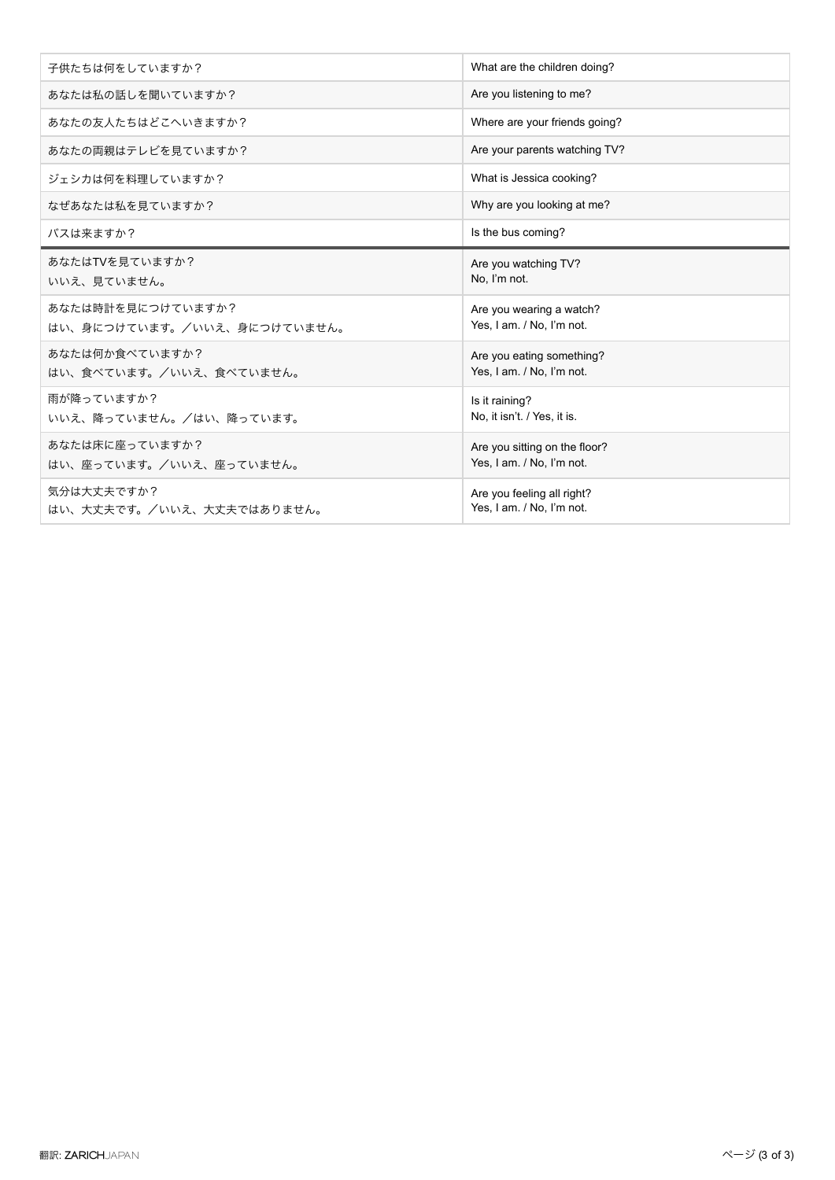| | |
|---|---|
| 子供たちは何をしていますか？ | What are the children doing? |
| あなたは私の話しを聞いていますか？ | Are you listening to me? |
| あなたの友人たちはどこへいきますか？ | Where are your friends going? |
| あなたの両親はテレビを見ていますか？ | Are your parents watching TV? |
| ジェシカは何を料理していますか？ | What is Jessica cooking? |
| なぜあなたは私を見ていますか？ | Why are you looking at me? |
| バスは来ますか？ | Is the bus coming? |
| あなたはTVを見ていますか？<br>いいえ、見ていません。 | Are you watching TV?<br>No, I’m not. |
| あなたは時計を見につけていますか？<br>はい、身につけています。／いいえ、身につけていません。 | Are you wearing a watch?<br>Yes, I am. / No, I’m not. |
| あなたは何か食べていますか？<br>はい、食べています。／いいえ、食べていません。 | Are you eating something?<br>Yes, I am. / No, I’m not. |
| 雨が降っていますか？<br>いいえ、降っていません。／はい、降っています。 | Is it raining?<br>No, it isn’t. / Yes, it is. |
| あなたは床に座っていますか？<br>はい、座っています。／いいえ、座っていません。 | Are you sitting on the floor?<br>Yes, I am. / No, I’m not. |
| 気分は大丈夫ですか？<br>はい、大丈夫です。／いいえ、大丈夫ではありません。 | Are you feeling all right?<br>Yes, I am. / No, I’m not. |

翻訳: ZARICHJAPAN